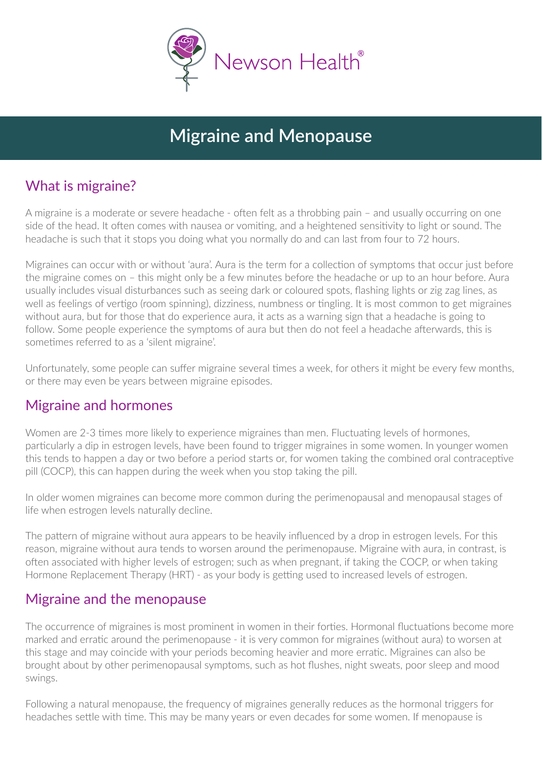Newson Health®

# Migraine and Menopause

## What is migraine?

A migraine is a moderate or severe headache - often felt as a throbbing pain – and usually occurring on one side of the head. It often comes with nausea or vomiting, and a heightened sensitivity to light or sound. The headache is such that it stops you doing what you normally do and can last from four to 72 hours.

Migraines can occur with or without 'aura'. Aura is the term for a collection of symptoms that occur just before the migraine comes on – this might only be a few minutes before the headache or up to an hour before. Aura usually includes visual disturbances such as seeing dark or coloured spots, flashing lights or zig zag lines, as well as feelings of vertigo (room spinning), dizziness, numbness or tingling. It is most common to get migraines without aura, but for those that do experience aura, it acts as a warning sign that a headache is going to follow. Some people experience the symptoms of aura but then do not feel a headache afterwards, this is sometimes referred to as a 'silent migraine'.

Unfortunately, some people can suffer migraine several times a week, for others it might be every few months, or there may even be years between migraine episodes.

## Migraine and hormones

Women are 2-3 times more likely to experience migraines than men. Fluctuating levels of hormones, particularly a dip in estrogen levels, have been found to trigger migraines in some women. In younger women this tends to happen a day or two before a period starts or, for women taking the combined oral contraceptive pill (COCP), this can happen during the week when you stop taking the pill.

In older women migraines can become more common during the perimenopausal and menopausal stages of life when estrogen levels naturally decline.

The pattern of migraine without aura appears to be heavily influenced by a drop in estrogen levels. For this reason, migraine without aura tends to worsen around the perimenopause. Migraine with aura, in contrast, is often associated with higher levels of estrogen; such as when pregnant, if taking the COCP, or when taking Hormone Replacement Therapy (HRT) - as your body is getting used to increased levels of estrogen.

## Migraine and the menopause

The occurrence of migraines is most prominent in women in their forties. Hormonal fluctuations become more marked and erratic around the perimenopause - it is very common for migraines (without aura) to worsen at this stage and may coincide with your periods becoming heavier and more erratic. Migraines can also be brought about by other perimenopausal symptoms, such as hot flushes, night sweats, poor sleep and mood swings.

Following a natural menopause, the frequency of migraines generally reduces as the hormonal triggers for headaches settle with time. This may be many years or even decades for some women. If menopause is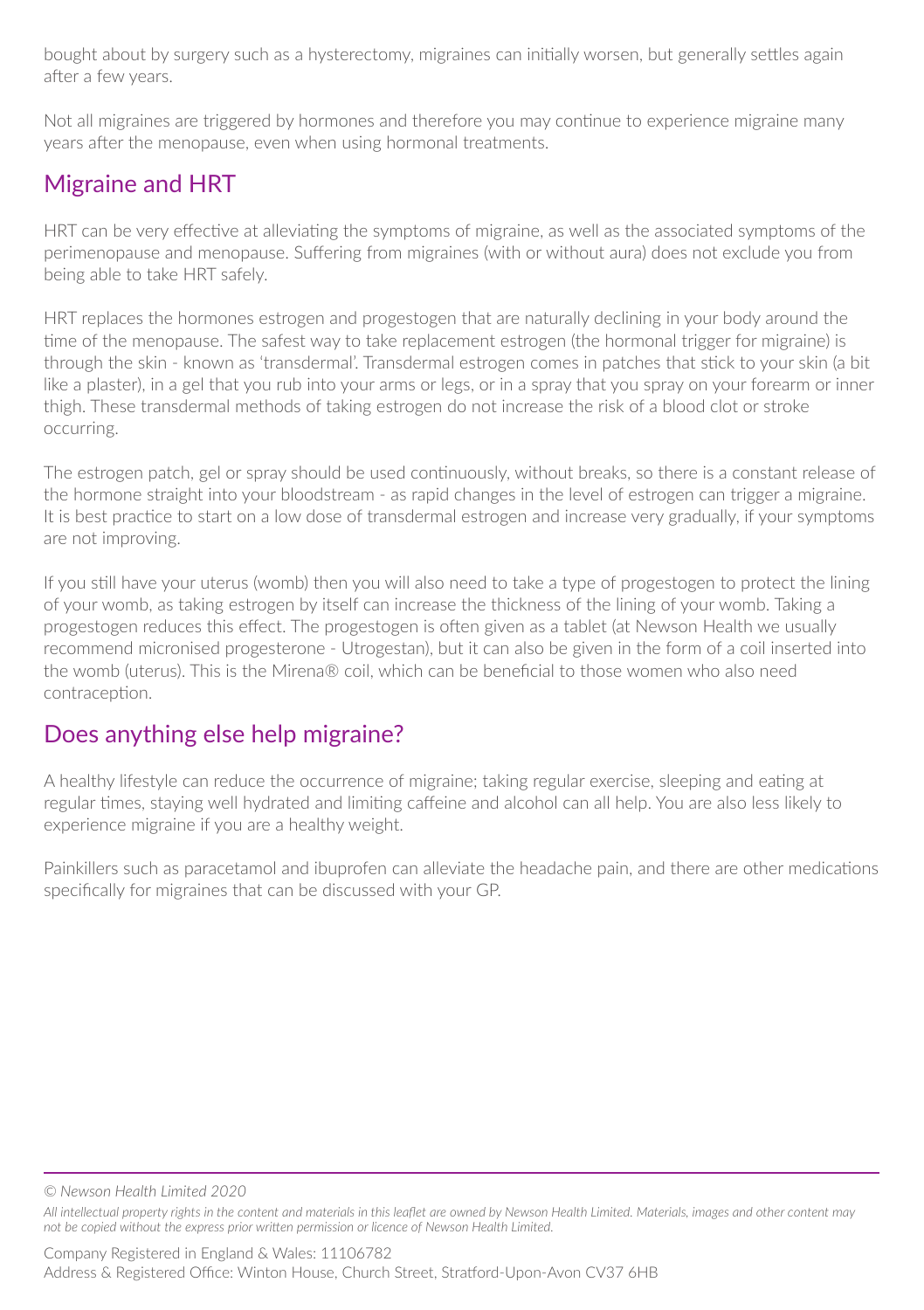bought about by surgery such as a hysterectomy, migraines can initially worsen, but generally settles again after a few years.

Not all migraines are triggered by hormones and therefore you may continue to experience migraine many years after the menopause, even when using hormonal treatments.

## Migraine and HRT

HRT can be very effective at alleviating the symptoms of migraine, as well as the associated symptoms of the perimenopause and menopause. Suffering from migraines (with or without aura) does not exclude you from being able to take HRT safely.

HRT replaces the hormones estrogen and progestogen that are naturally declining in your body around the time of the menopause. The safest way to take replacement estrogen (the hormonal trigger for migraine) is through the skin - known as 'transdermal'. Transdermal estrogen comes in patches that stick to your skin (a bit like a plaster), in a gel that you rub into your arms or legs, or in a spray that you spray on your forearm or inner thigh. These transdermal methods of taking estrogen do not increase the risk of a blood clot or stroke occurring.

The estrogen patch, gel or spray should be used continuously, without breaks, so there is a constant release of the hormone straight into your bloodstream - as rapid changes in the level of estrogen can trigger a migraine. It is best practice to start on a low dose of transdermal estrogen and increase very gradually, if your symptoms are not improving.

If you still have your uterus (womb) then you will also need to take a type of progestogen to protect the lining of your womb, as taking estrogen by itself can increase the thickness of the lining of your womb. Taking a progestogen reduces this effect. The progestogen is often given as a tablet (at Newson Health we usually recommend micronised progesterone - Utrogestan), but it can also be given in the form of a coil inserted into the womb (uterus). This is the Mirena® coil, which can be beneficial to those women who also need contraception.

## Does anything else help migraine?

A healthy lifestyle can reduce the occurrence of migraine; taking regular exercise, sleeping and eating at regular times, staying well hydrated and limiting caffeine and alcohol can all help. You are also less likely to experience migraine if you are a healthy weight.

Painkillers such as paracetamol and ibuprofen can alleviate the headache pain, and there are other medications specifically for migraines that can be discussed with your GP.

*© Newson Health Limited 2020*

*All intellectual property rights in the content and materials in this leaflet are owned by Newson Health Limited. Materials, images and other content may not be copied without the express prior written permission or licence of Newson Health Limited.*

Company Registered in England & Wales: 11106782
Address & Registered Office: Winton House, Church Street, Stratford-Upon-Avon CV37 6HB